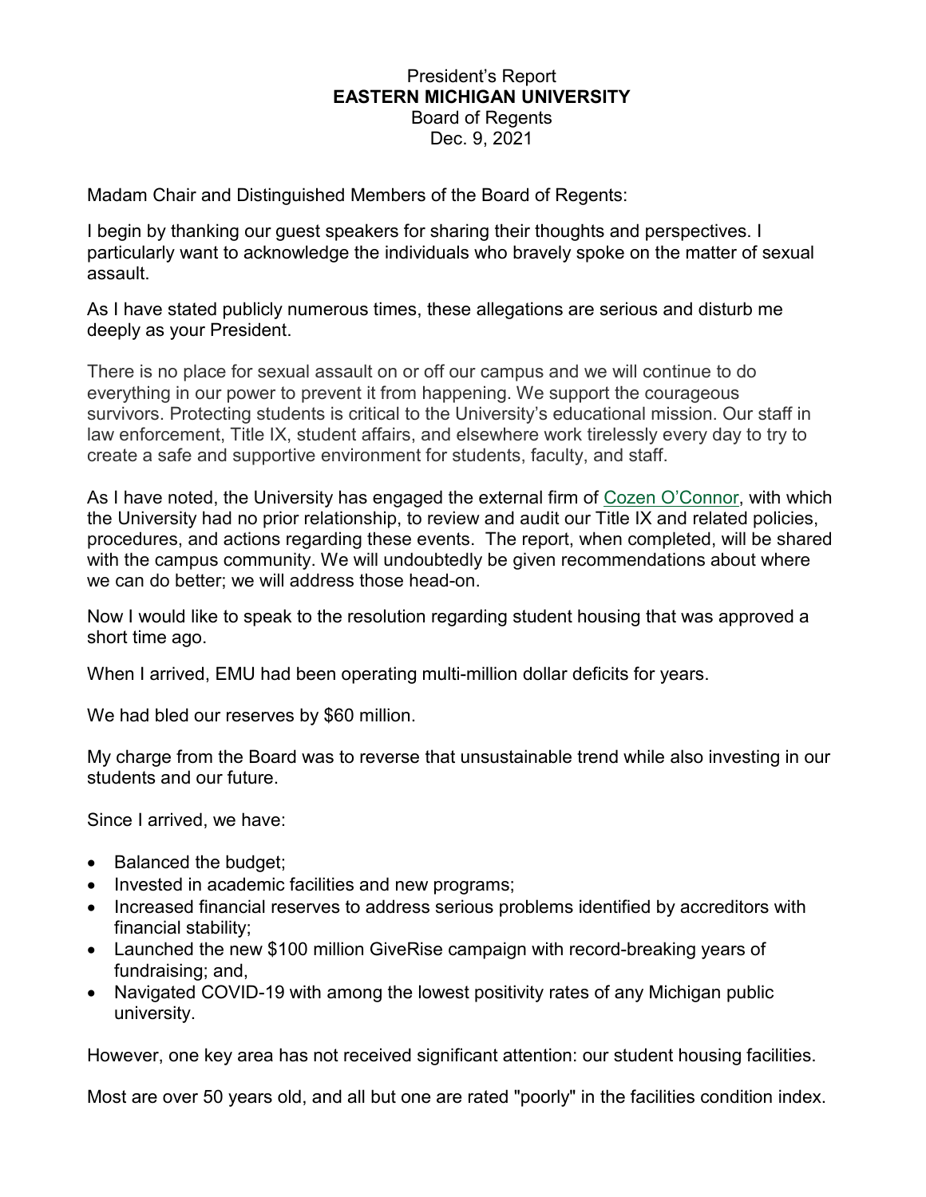President's Report
**EASTERN MICHIGAN UNIVERSITY**
Board of Regents
Dec. 9, 2021

Madam Chair and Distinguished Members of the Board of Regents:

I begin by thanking our guest speakers for sharing their thoughts and perspectives. I particularly want to acknowledge the individuals who bravely spoke on the matter of sexual assault.

As I have stated publicly numerous times, these allegations are serious and disturb me deeply as your President.

There is no place for sexual assault on or off our campus and we will continue to do everything in our power to prevent it from happening. We support the courageous survivors. Protecting students is critical to the University's educational mission. Our staff in law enforcement, Title IX, student affairs, and elsewhere work tirelessly every day to try to create a safe and supportive environment for students, faculty, and staff.

As I have noted, the University has engaged the external firm of Cozen O'Connor, with which the University had no prior relationship, to review and audit our Title IX and related policies, procedures, and actions regarding these events. The report, when completed, will be shared with the campus community. We will undoubtedly be given recommendations about where we can do better; we will address those head-on.

Now I would like to speak to the resolution regarding student housing that was approved a short time ago.

When I arrived, EMU had been operating multi-million dollar deficits for years.

We had bled our reserves by $60 million.

My charge from the Board was to reverse that unsustainable trend while also investing in our students and our future.

Since I arrived, we have:

- Balanced the budget;
- Invested in academic facilities and new programs;
- Increased financial reserves to address serious problems identified by accreditors with financial stability;
- Launched the new $100 million GiveRise campaign with record-breaking years of fundraising; and,
- Navigated COVID-19 with among the lowest positivity rates of any Michigan public university.

However, one key area has not received significant attention: our student housing facilities.

Most are over 50 years old, and all but one are rated "poorly" in the facilities condition index.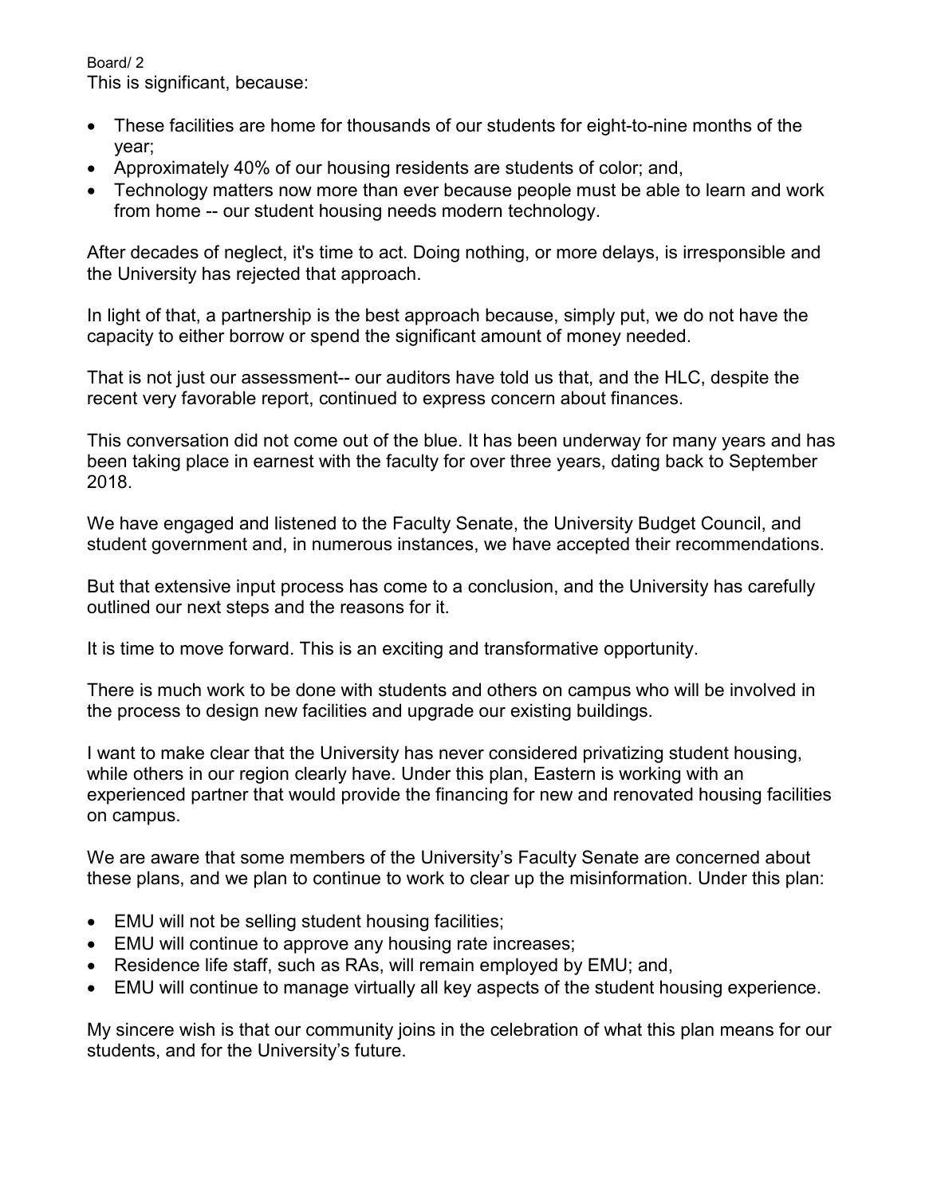This is significant, because:

- These facilities are home for thousands of our students for eight-to-nine months of the year;
- Approximately 40% of our housing residents are students of color; and,
- Technology matters now more than ever because people must be able to learn and work from home -- our student housing needs modern technology.

After decades of neglect, it's time to act. Doing nothing, or more delays, is irresponsible and the University has rejected that approach.

In light of that, a partnership is the best approach because, simply put, we do not have the capacity to either borrow or spend the significant amount of money needed.

That is not just our assessment-- our auditors have told us that, and the HLC, despite the recent very favorable report, continued to express concern about finances.

This conversation did not come out of the blue. It has been underway for many years and has been taking place in earnest with the faculty for over three years, dating back to September 2018.

We have engaged and listened to the Faculty Senate, the University Budget Council, and student government and, in numerous instances, we have accepted their recommendations.

But that extensive input process has come to a conclusion, and the University has carefully outlined our next steps and the reasons for it.

It is time to move forward. This is an exciting and transformative opportunity.

There is much work to be done with students and others on campus who will be involved in the process to design new facilities and upgrade our existing buildings.

I want to make clear that the University has never considered privatizing student housing, while others in our region clearly have. Under this plan, Eastern is working with an experienced partner that would provide the financing for new and renovated housing facilities on campus.

We are aware that some members of the University's Faculty Senate are concerned about these plans, and we plan to continue to work to clear up the misinformation. Under this plan:

- EMU will not be selling student housing facilities;
- EMU will continue to approve any housing rate increases;
- Residence life staff, such as RAs, will remain employed by EMU; and,
- EMU will continue to manage virtually all key aspects of the student housing experience.

My sincere wish is that our community joins in the celebration of what this plan means for our students, and for the University's future.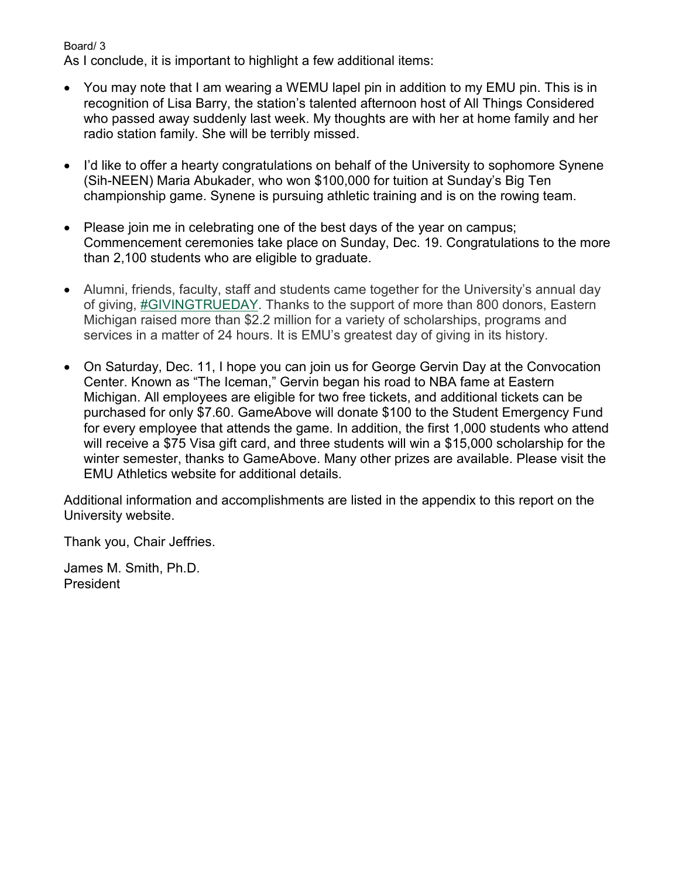As I conclude, it is important to highlight a few additional items:

- You may note that I am wearing a WEMU lapel pin in addition to my EMU pin. This is in recognition of Lisa Barry, the station's talented afternoon host of All Things Considered who passed away suddenly last week. My thoughts are with her at home family and her radio station family. She will be terribly missed.

- I'd like to offer a hearty congratulations on behalf of the University to sophomore Synene (Sih-NEEN) Maria Abukader, who won $100,000 for tuition at Sunday's Big Ten championship game. Synene is pursuing athletic training and is on the rowing team.

- Please join me in celebrating one of the best days of the year on campus; Commencement ceremonies take place on Sunday, Dec. 19. Congratulations to the more than 2,100 students who are eligible to graduate.

- Alumni, friends, faculty, staff and students came together for the University's annual day of giving, #GIVINGTRUEDAY. Thanks to the support of more than 800 donors, Eastern Michigan raised more than $2.2 million for a variety of scholarships, programs and services in a matter of 24 hours. It is EMU's greatest day of giving in its history.

- On Saturday, Dec. 11, I hope you can join us for George Gervin Day at the Convocation Center. Known as "The Iceman," Gervin began his road to NBA fame at Eastern Michigan. All employees are eligible for two free tickets, and additional tickets can be purchased for only $7.60. GameAbove will donate $100 to the Student Emergency Fund for every employee that attends the game. In addition, the first 1,000 students who attend will receive a $75 Visa gift card, and three students will win a $15,000 scholarship for the winter semester, thanks to GameAbove. Many other prizes are available. Please visit the EMU Athletics website for additional details.

Additional information and accomplishments are listed in the appendix to this report on the University website.

Thank you, Chair Jeffries.

James M. Smith, Ph.D.
President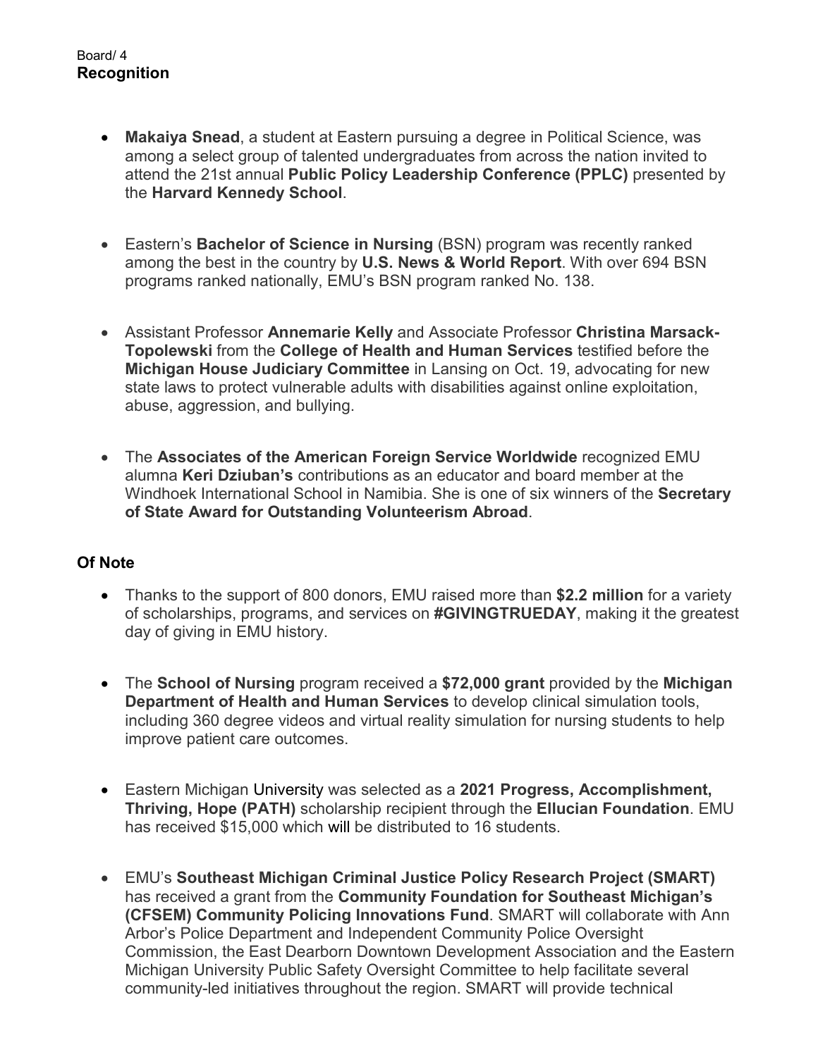## Recognition

- **Makaiya Snead**, a student at Eastern pursuing a degree in Political Science, was among a select group of talented undergraduates from across the nation invited to attend the 21st annual **Public Policy Leadership Conference (PPLC)** presented by the **Harvard Kennedy School**.

- Eastern's **Bachelor of Science in Nursing** (BSN) program was recently ranked among the best in the country by **U.S. News & World Report**. With over 694 BSN programs ranked nationally, EMU's BSN program ranked No. 138.

- Assistant Professor **Annemarie Kelly** and Associate Professor **Christina Marsack-Topolewski** from the **College of Health and Human Services** testified before the **Michigan House Judiciary Committee** in Lansing on Oct. 19, advocating for new state laws to protect vulnerable adults with disabilities against online exploitation, abuse, aggression, and bullying.

- The **Associates of the American Foreign Service Worldwide** recognized EMU alumna **Keri Dziuban's** contributions as an educator and board member at the Windhoek International School in Namibia. She is one of six winners of the **Secretary of State Award for Outstanding Volunteerism Abroad**.

## Of Note

- Thanks to the support of 800 donors, EMU raised more than **$2.2 million** for a variety of scholarships, programs, and services on **#GIVINGTRUEDAY**, making it the greatest day of giving in EMU history.

- The **School of Nursing** program received a **$72,000 grant** provided by the **Michigan Department of Health and Human Services** to develop clinical simulation tools, including 360 degree videos and virtual reality simulation for nursing students to help improve patient care outcomes.

- Eastern Michigan University was selected as a **2021 Progress, Accomplishment, Thriving, Hope (PATH)** scholarship recipient through the **Ellucian Foundation**. EMU has received $15,000 which will be distributed to 16 students.

- EMU's **Southeast Michigan Criminal Justice Policy Research Project (SMART)** has received a grant from the **Community Foundation for Southeast Michigan's (CFSEM) Community Policing Innovations Fund**. SMART will collaborate with Ann Arbor's Police Department and Independent Community Police Oversight Commission, the East Dearborn Downtown Development Association and the Eastern Michigan University Public Safety Oversight Committee to help facilitate several community-led initiatives throughout the region. SMART will provide technical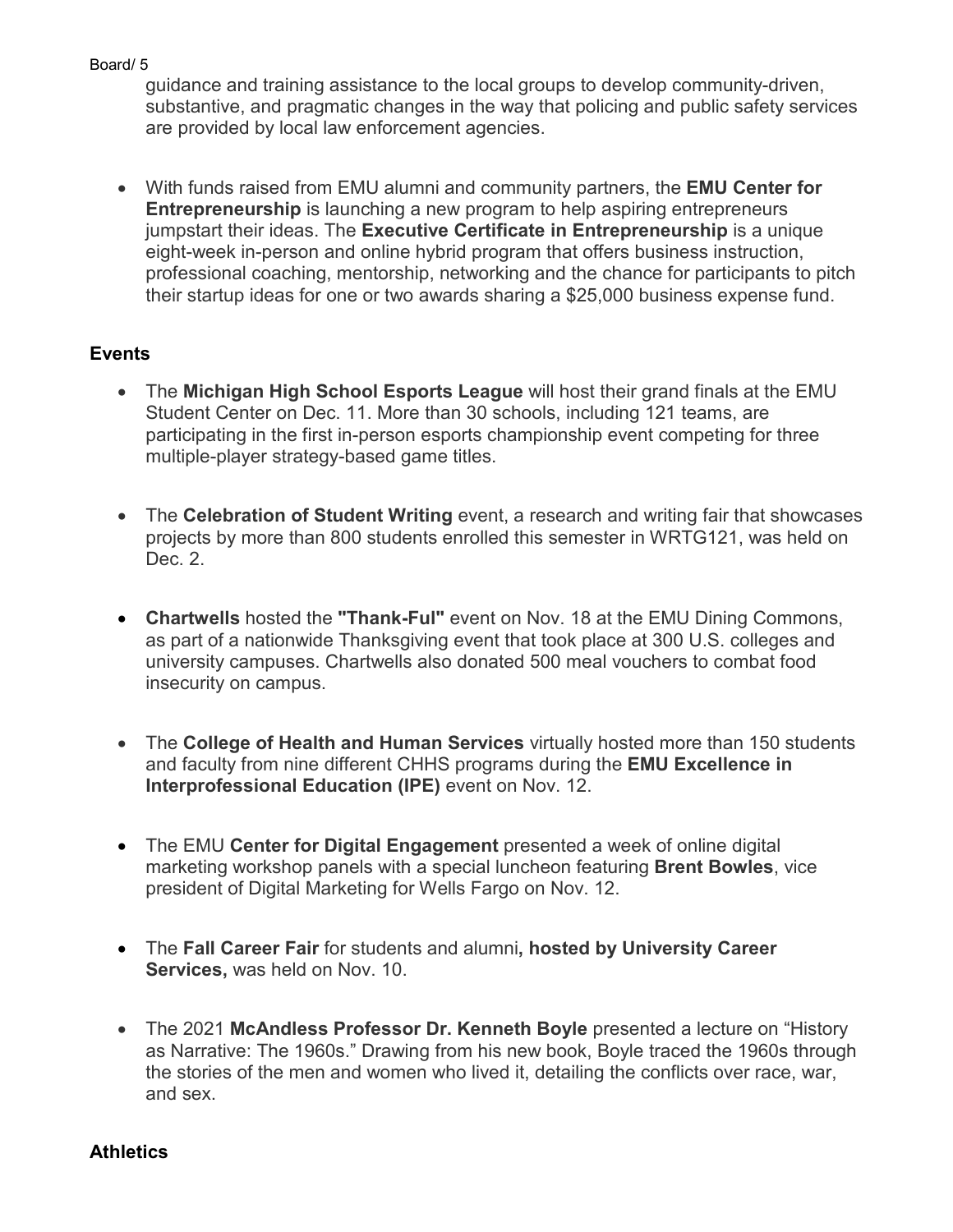guidance and training assistance to the local groups to develop community-driven, substantive, and pragmatic changes in the way that policing and public safety services are provided by local law enforcement agencies.

- With funds raised from EMU alumni and community partners, the **EMU Center for Entrepreneurship** is launching a new program to help aspiring entrepreneurs jumpstart their ideas. The **Executive Certificate in Entrepreneurship** is a unique eight-week in-person and online hybrid program that offers business instruction, professional coaching, mentorship, networking and the chance for participants to pitch their startup ideas for one or two awards sharing a $25,000 business expense fund.

### Events

- The **Michigan High School Esports League** will host their grand finals at the EMU Student Center on Dec. 11. More than 30 schools, including 121 teams, are participating in the first in-person esports championship event competing for three multiple-player strategy-based game titles.

- The **Celebration of Student Writing** event, a research and writing fair that showcases projects by more than 800 students enrolled this semester in WRTG121, was held on Dec. 2.

- **Chartwells** hosted the **"Thank-Ful"** event on Nov. 18 at the EMU Dining Commons, as part of a nationwide Thanksgiving event that took place at 300 U.S. colleges and university campuses. Chartwells also donated 500 meal vouchers to combat food insecurity on campus.

- The **College of Health and Human Services** virtually hosted more than 150 students and faculty from nine different CHHS programs during the **EMU Excellence in Interprofessional Education (IPE)** event on Nov. 12.

- The EMU **Center for Digital Engagement** presented a week of online digital marketing workshop panels with a special luncheon featuring **Brent Bowles**, vice president of Digital Marketing for Wells Fargo on Nov. 12.

- The **Fall Career Fair** for students and alumni**, hosted by University Career Services,** was held on Nov. 10.

- The 2021 **McAndless Professor Dr. Kenneth Boyle** presented a lecture on "History as Narrative: The 1960s." Drawing from his new book, Boyle traced the 1960s through the stories of the men and women who lived it, detailing the conflicts over race, war, and sex.

### Athletics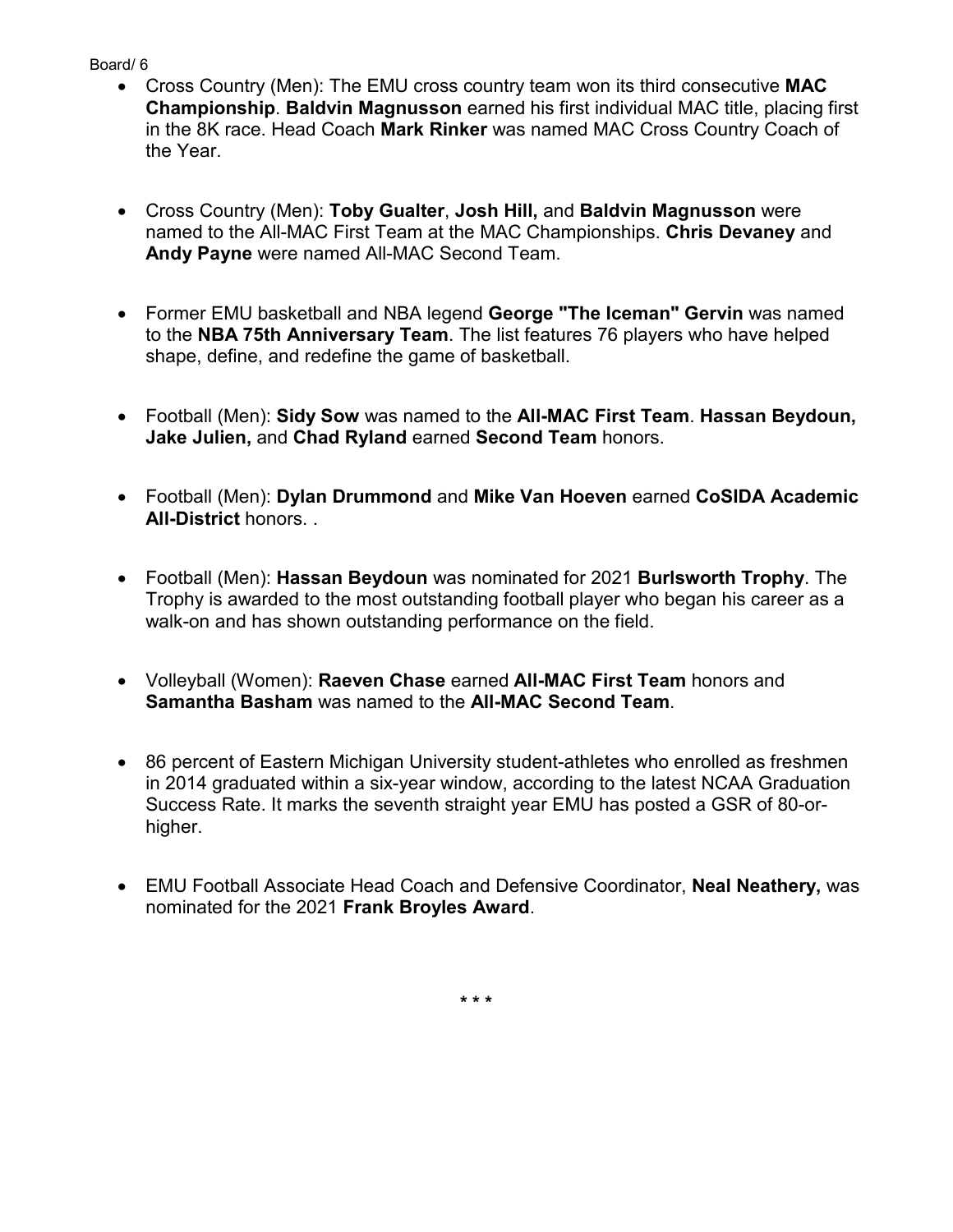- Cross Country (Men): The EMU cross country team won its third consecutive **MAC Championship**. **Baldvin Magnusson** earned his first individual MAC title, placing first in the 8K race. Head Coach **Mark Rinker** was named MAC Cross Country Coach of the Year.

- Cross Country (Men): **Toby Gualter**, **Josh Hill,** and **Baldvin Magnusson** were named to the All-MAC First Team at the MAC Championships. **Chris Devaney** and **Andy Payne** were named All-MAC Second Team.

- Former EMU basketball and NBA legend **George "The Iceman" Gervin** was named to the **NBA 75th Anniversary Team**. The list features 76 players who have helped shape, define, and redefine the game of basketball.

- Football (Men): **Sidy Sow** was named to the **All-MAC First Team**. **Hassan Beydoun, Jake Julien,** and **Chad Ryland** earned **Second Team** honors.

- Football (Men): **Dylan Drummond** and **Mike Van Hoeven** earned **CoSIDA Academic All-District** honors. .

- Football (Men): **Hassan Beydoun** was nominated for 2021 **Burlsworth Trophy**. The Trophy is awarded to the most outstanding football player who began his career as a walk-on and has shown outstanding performance on the field.

- Volleyball (Women): **Raeven Chase** earned **All-MAC First Team** honors and **Samantha Basham** was named to the **All-MAC Second Team**.

- 86 percent of Eastern Michigan University student-athletes who enrolled as freshmen in 2014 graduated within a six-year window, according to the latest NCAA Graduation Success Rate. It marks the seventh straight year EMU has posted a GSR of 80-or-higher.

- EMU Football Associate Head Coach and Defensive Coordinator, **Neal Neathery,** was nominated for the 2021 **Frank Broyles Award**.

\* \* \*